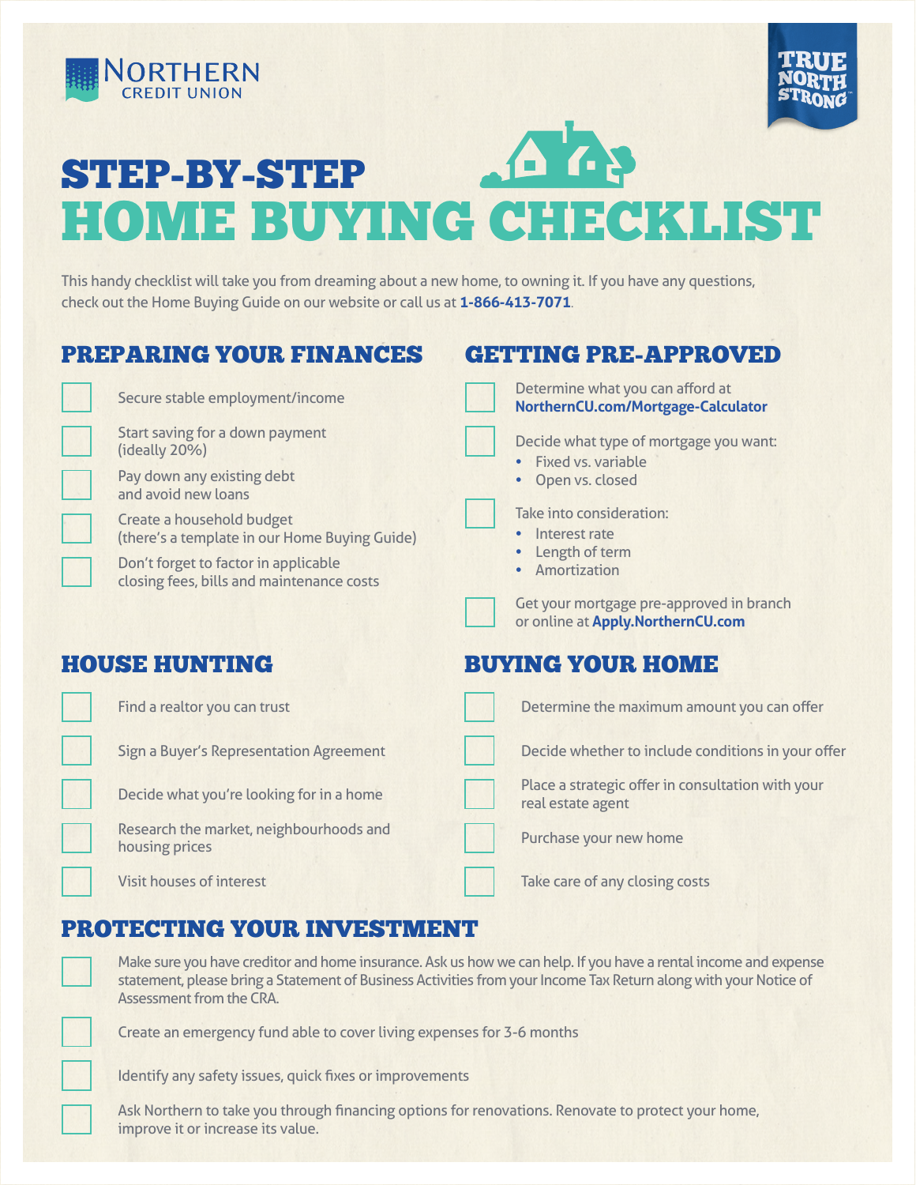NORTHERN CREDIT UNION

TRUE NORTH STRONG™

# STEP-BY-STEP HOME BUYING CHECKLIST

This handy checklist will take you from dreaming about a new home, to owning it. If you have any questions, check out the Home Buying Guide on our website or call us at **1-866-413-7071**.

## PREPARING YOUR FINANCES

- [ ] Secure stable employment/income
- [ ] Start saving for a down payment (ideally 20%)
- [ ] Pay down any existing debt and avoid new loans
- [ ] Create a household budget (there's a template in our Home Buying Guide)
- [ ] Don't forget to factor in applicable closing fees, bills and maintenance costs

## GETTING PRE-APPROVED

- [ ] Determine what you can afford at **NorthernCU.com/Mortgage-Calculator**
- [ ] Decide what type of mortgage you want:
  - Fixed vs. variable
  - Open vs. closed
- [ ] Take into consideration:
  - Interest rate
  - Length of term
  - Amortization
- [ ] Get your mortgage pre-approved in branch or online at **Apply.NorthernCU.com**

## HOUSE HUNTING

- [ ] Find a realtor you can trust
- [ ] Sign a Buyer's Representation Agreement
- [ ] Decide what you're looking for in a home
- [ ] Research the market, neighbourhoods and housing prices
- [ ] Visit houses of interest

## BUYING YOUR HOME

- [ ] Determine the maximum amount you can offer
- [ ] Decide whether to include conditions in your offer
- [ ] Place a strategic offer in consultation with your real estate agent
- [ ] Purchase your new home
- [ ] Take care of any closing costs

## PROTECTING YOUR INVESTMENT

- [ ] Make sure you have creditor and home insurance. Ask us how we can help. If you have a rental income and expense statement, please bring a Statement of Business Activities from your Income Tax Return along with your Notice of Assessment from the CRA.
- [ ] Create an emergency fund able to cover living expenses for 3-6 months
- [ ] Identify any safety issues, quick fixes or improvements
- [ ] Ask Northern to take you through financing options for renovations. Renovate to protect your home, improve it or increase its value.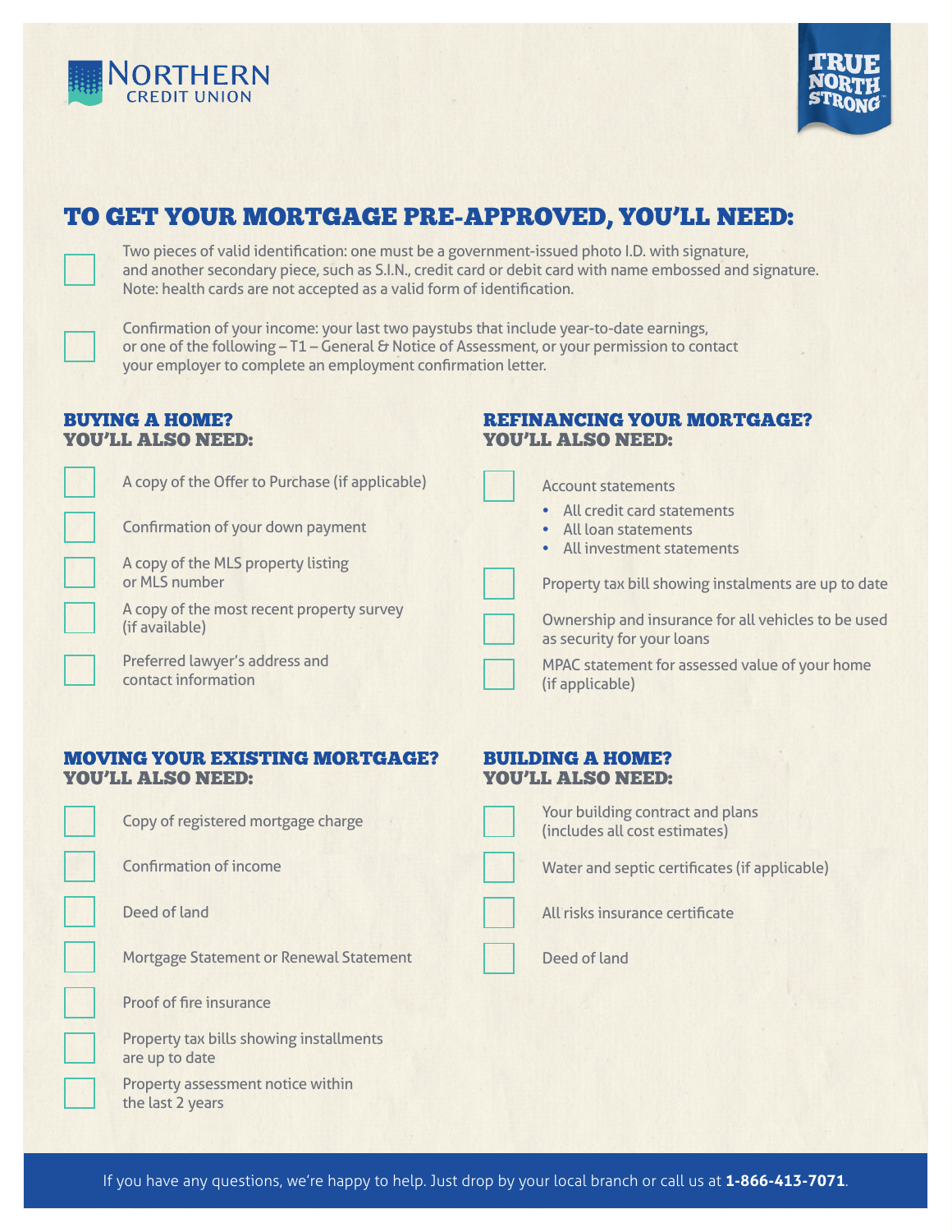NORTHERN CREDIT UNION

TRUE NORTH STRONG™

# TO GET YOUR MORTGAGE PRE-APPROVED, YOU'LL NEED:

- [ ] Two pieces of valid identification: one must be a government-issued photo I.D. with signature, and another secondary piece, such as S.I.N., credit card or debit card with name embossed and signature. Note: health cards are not accepted as a valid form of identification.
- [ ] Confirmation of your income: your last two paystubs that include year-to-date earnings, or one of the following – T1 – General & Notice of Assessment, or your permission to contact your employer to complete an employment confirmation letter.

## BUYING A HOME? YOU'LL ALSO NEED:

- [ ] A copy of the Offer to Purchase (if applicable)
- [ ] Confirmation of your down payment
- [ ] A copy of the MLS property listing or MLS number
- [ ] A copy of the most recent property survey (if available)
- [ ] Preferred lawyer's address and contact information

## REFINANCING YOUR MORTGAGE? YOU'LL ALSO NEED:

- [ ] Account statements
  - All credit card statements
  - All loan statements
  - All investment statements
- [ ] Property tax bill showing instalments are up to date
- [ ] Ownership and insurance for all vehicles to be used as security for your loans
- [ ] MPAC statement for assessed value of your home (if applicable)

## MOVING YOUR EXISTING MORTGAGE? YOU'LL ALSO NEED:

- [ ] Copy of registered mortgage charge
- [ ] Confirmation of income
- [ ] Deed of land
- [ ] Mortgage Statement or Renewal Statement
- [ ] Proof of fire insurance
- [ ] Property tax bills showing installments are up to date
- [ ] Property assessment notice within the last 2 years

## BUILDING A HOME? YOU'LL ALSO NEED:

- [ ] Your building contract and plans (includes all cost estimates)
- [ ] Water and septic certificates (if applicable)
- [ ] All risks insurance certificate
- [ ] Deed of land

If you have any questions, we're happy to help. Just drop by your local branch or call us at **1-866-413-7071**.